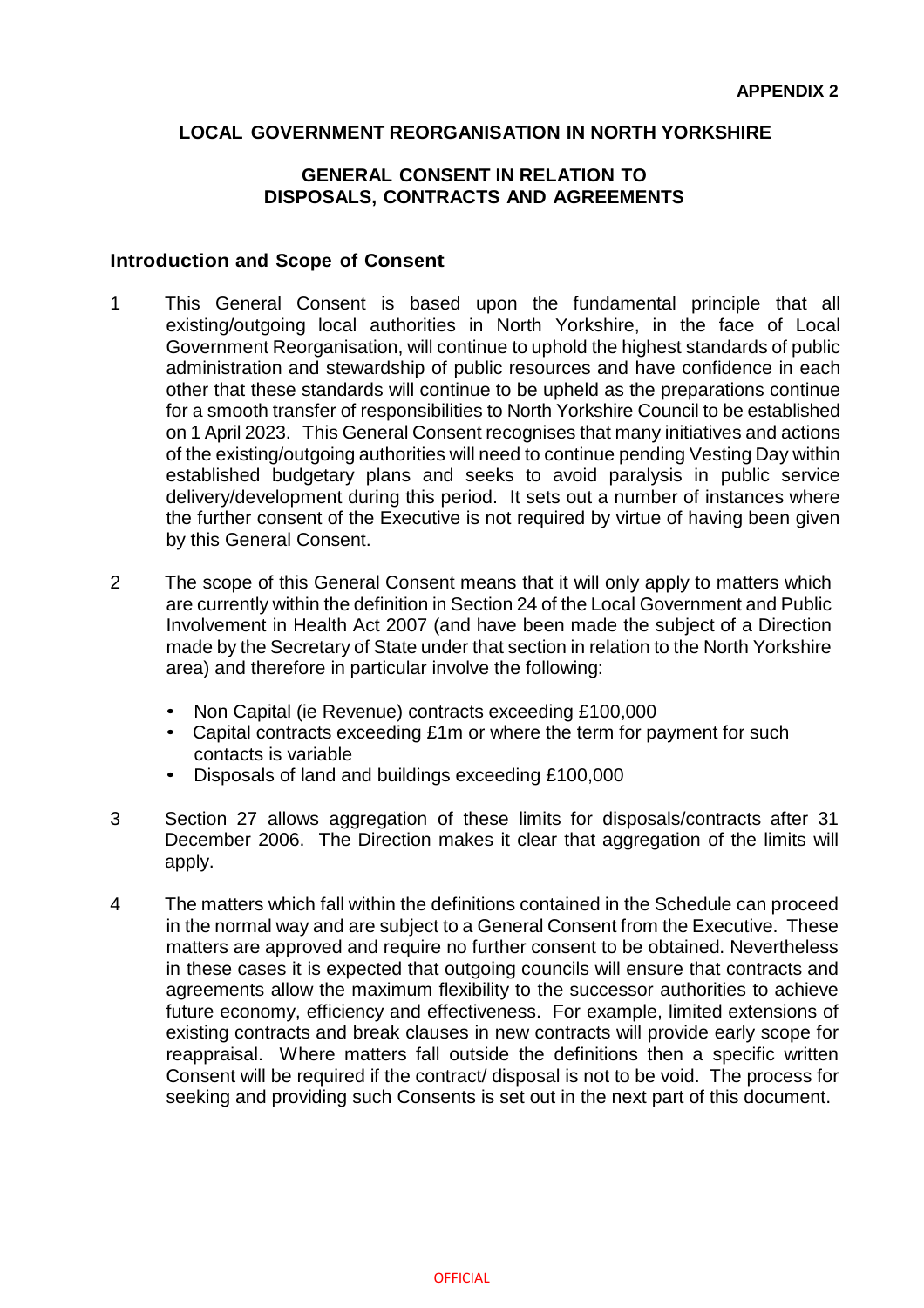**APPENDIX 2**

## LOCAL GOVERNMENT REORGANISATION IN NORTH YORKSHIRE

## GENERAL CONSENT IN RELATION TO DISPOSALS, CONTRACTS AND AGREEMENTS

### Introduction and Scope of Consent

1 This General Consent is based upon the fundamental principle that all existing/outgoing local authorities in North Yorkshire, in the face of Local Government Reorganisation, will continue to uphold the highest standards of public administration and stewardship of public resources and have confidence in each other that these standards will continue to be upheld as the preparations continue for a smooth transfer of responsibilities to North Yorkshire Council to be established on 1 April 2023. This General Consent recognises that many initiatives and actions of the existing/outgoing authorities will need to continue pending Vesting Day within established budgetary plans and seeks to avoid paralysis in public service delivery/development during this period. It sets out a number of instances where the further consent of the Executive is not required by virtue of having been given by this General Consent.

2 The scope of this General Consent means that it will only apply to matters which are currently within the definition in Section 24 of the Local Government and Public Involvement in Health Act 2007 (and have been made the subject of a Direction made by the Secretary of State under that section in relation to the North Yorkshire area) and therefore in particular involve the following:

- Non Capital (ie Revenue) contracts exceeding £100,000
- Capital contracts exceeding £1m or where the term for payment for such contacts is variable
- Disposals of land and buildings exceeding £100,000

3 Section 27 allows aggregation of these limits for disposals/contracts after 31 December 2006. The Direction makes it clear that aggregation of the limits will apply.

4 The matters which fall within the definitions contained in the Schedule can proceed in the normal way and are subject to a General Consent from the Executive. These matters are approved and require no further consent to be obtained. Nevertheless in these cases it is expected that outgoing councils will ensure that contracts and agreements allow the maximum flexibility to the successor authorities to achieve future economy, efficiency and effectiveness. For example, limited extensions of existing contracts and break clauses in new contracts will provide early scope for reappraisal. Where matters fall outside the definitions then a specific written Consent will be required if the contract/ disposal is not to be void. The process for seeking and providing such Consents is set out in the next part of this document.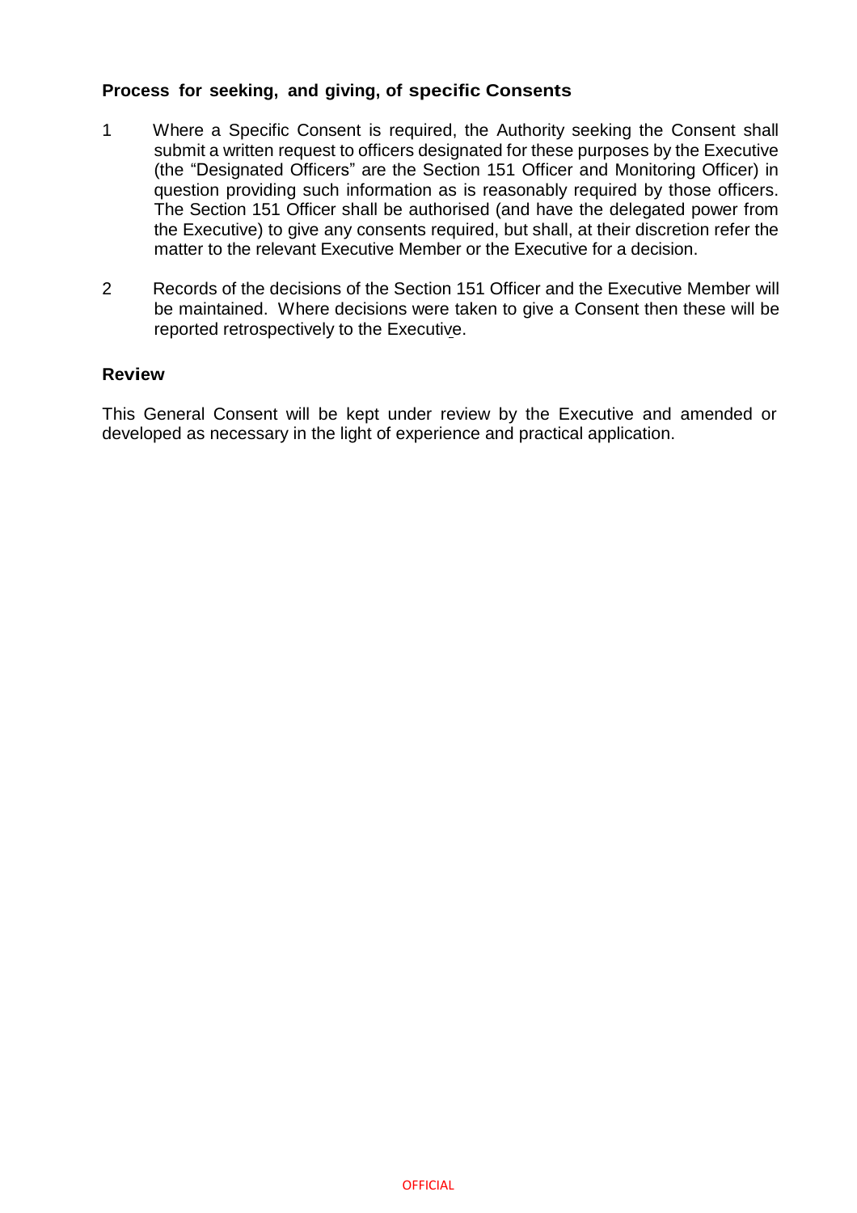### Process for seeking, and giving, of specific Consents

1. Where a Specific Consent is required, the Authority seeking the Consent shall submit a written request to officers designated for these purposes by the Executive (the "Designated Officers" are the Section 151 Officer and Monitoring Officer) in question providing such information as is reasonably required by those officers. The Section 151 Officer shall be authorised (and have the delegated power from the Executive) to give any consents required, but shall, at their discretion refer the matter to the relevant Executive Member or the Executive for a decision.

2. Records of the decisions of the Section 151 Officer and the Executive Member will be maintained. Where decisions were taken to give a Consent then these will be reported retrospectively to the Executive.

### Review

This General Consent will be kept under review by the Executive and amended or developed as necessary in the light of experience and practical application.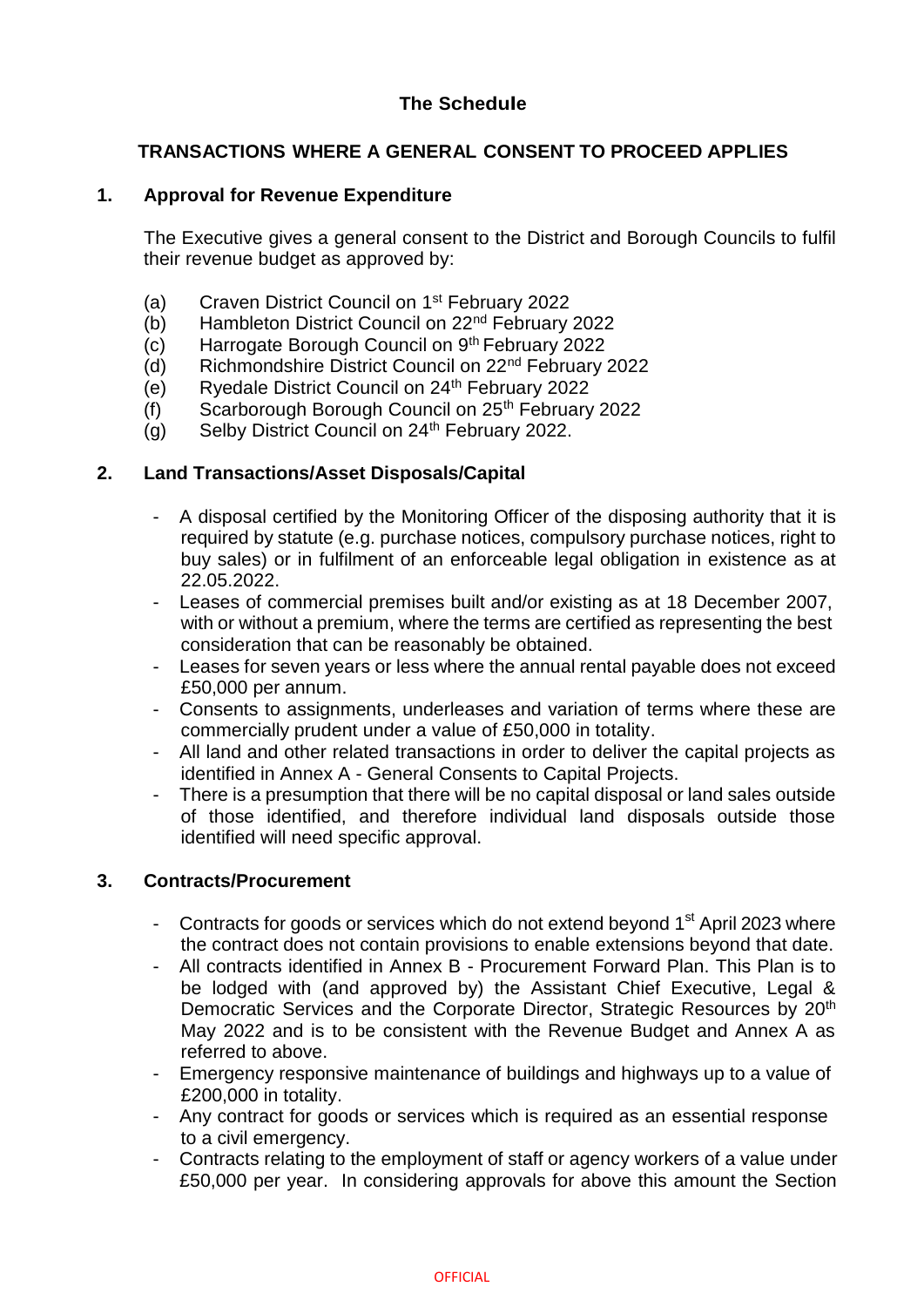# The Schedule

## TRANSACTIONS WHERE A GENERAL CONSENT TO PROCEED APPLIES

### 1. Approval for Revenue Expenditure

The Executive gives a general consent to the District and Borough Councils to fulfil their revenue budget as approved by:

(a) Craven District Council on 1st February 2022
(b) Hambleton District Council on 22nd February 2022
(c) Harrogate Borough Council on 9th February 2022
(d) Richmondshire District Council on 22nd February 2022
(e) Ryedale District Council on 24th February 2022
(f) Scarborough Borough Council on 25th February 2022
(g) Selby District Council on 24th February 2022.

### 2. Land Transactions/Asset Disposals/Capital

- A disposal certified by the Monitoring Officer of the disposing authority that it is required by statute (e.g. purchase notices, compulsory purchase notices, right to buy sales) or in fulfilment of an enforceable legal obligation in existence as at 22.05.2022.
- Leases of commercial premises built and/or existing as at 18 December 2007, with or without a premium, where the terms are certified as representing the best consideration that can be reasonably be obtained.
- Leases for seven years or less where the annual rental payable does not exceed £50,000 per annum.
- Consents to assignments, underleases and variation of terms where these are commercially prudent under a value of £50,000 in totality.
- All land and other related transactions in order to deliver the capital projects as identified in Annex A - General Consents to Capital Projects.
- There is a presumption that there will be no capital disposal or land sales outside of those identified, and therefore individual land disposals outside those identified will need specific approval.

### 3. Contracts/Procurement

- Contracts for goods or services which do not extend beyond 1st April 2023 where the contract does not contain provisions to enable extensions beyond that date.
- All contracts identified in Annex B - Procurement Forward Plan. This Plan is to be lodged with (and approved by) the Assistant Chief Executive, Legal & Democratic Services and the Corporate Director, Strategic Resources by 20th May 2022 and is to be consistent with the Revenue Budget and Annex A as referred to above.
- Emergency responsive maintenance of buildings and highways up to a value of £200,000 in totality.
- Any contract for goods or services which is required as an essential response to a civil emergency.
- Contracts relating to the employment of staff or agency workers of a value under £50,000 per year. In considering approvals for above this amount the Section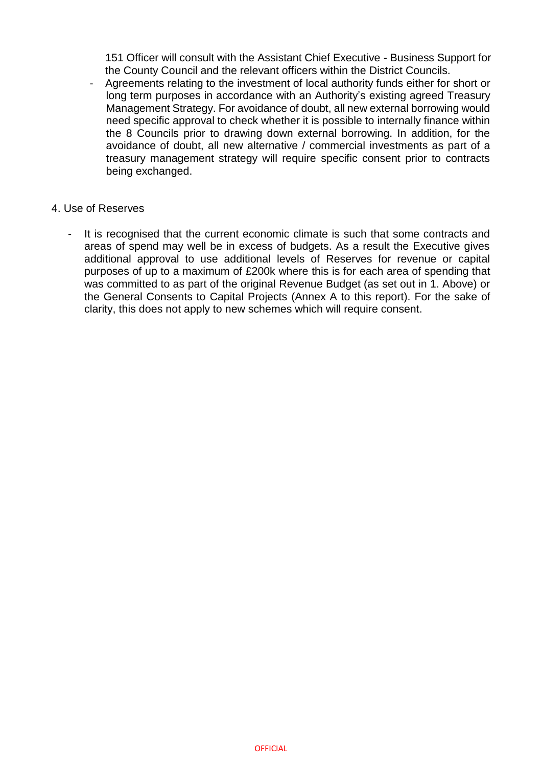151 Officer will consult with the Assistant Chief Executive - Business Support for the County Council and the relevant officers within the District Councils.

- Agreements relating to the investment of local authority funds either for short or long term purposes in accordance with an Authority's existing agreed Treasury Management Strategy. For avoidance of doubt, all new external borrowing would need specific approval to check whether it is possible to internally finance within the 8 Councils prior to drawing down external borrowing. In addition, for the avoidance of doubt, all new alternative / commercial investments as part of a treasury management strategy will require specific consent prior to contracts being exchanged.

4. Use of Reserves

- It is recognised that the current economic climate is such that some contracts and areas of spend may well be in excess of budgets. As a result the Executive gives additional approval to use additional levels of Reserves for revenue or capital purposes of up to a maximum of £200k where this is for each area of spending that was committed to as part of the original Revenue Budget (as set out in 1. Above) or the General Consents to Capital Projects (Annex A to this report). For the sake of clarity, this does not apply to new schemes which will require consent.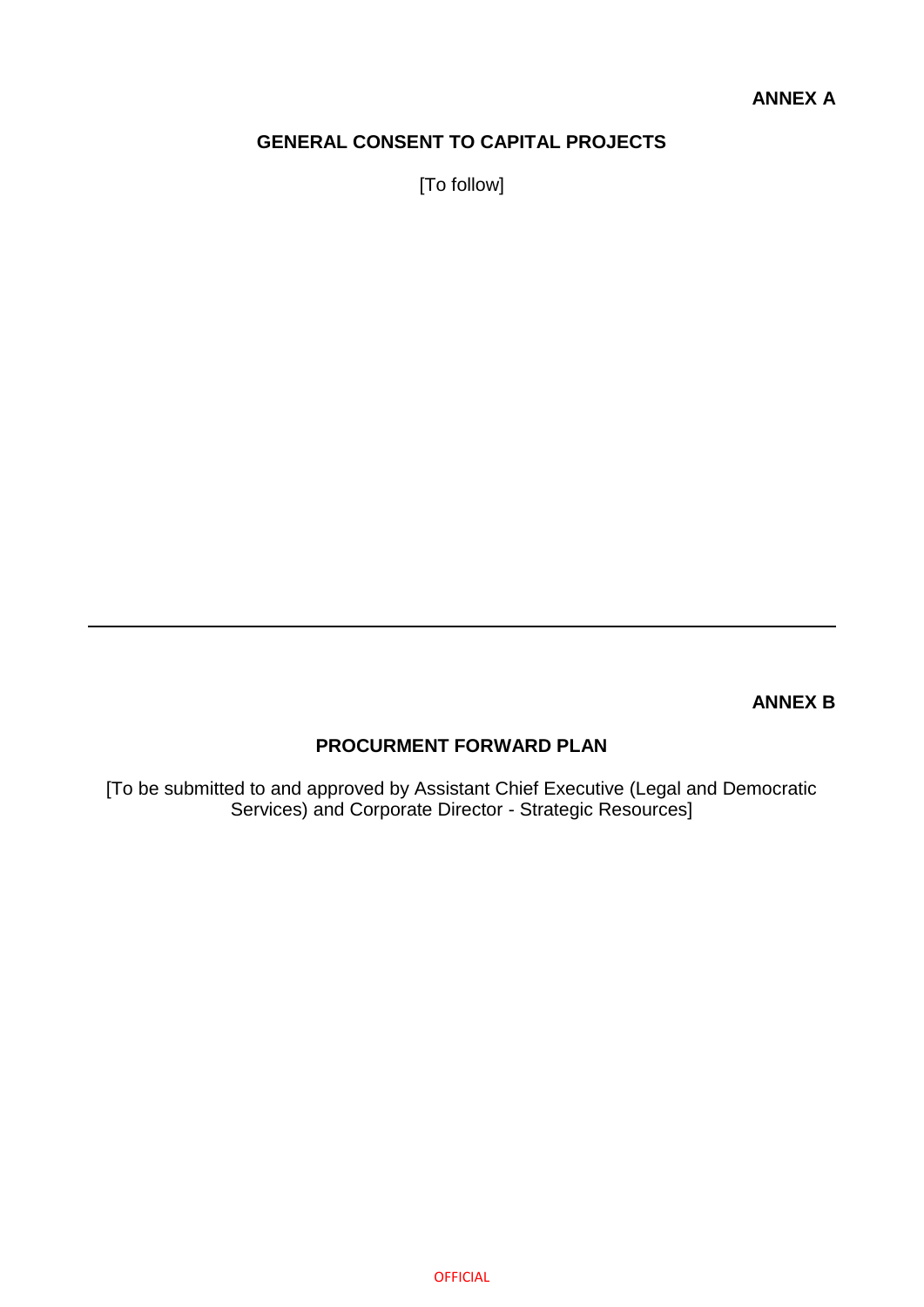**ANNEX A**

## GENERAL CONSENT TO CAPITAL PROJECTS

[To follow]

---

**ANNEX B**

## PROCURMENT FORWARD PLAN

[To be submitted to and approved by Assistant Chief Executive (Legal and Democratic Services) and Corporate Director - Strategic Resources]

OFFICIAL